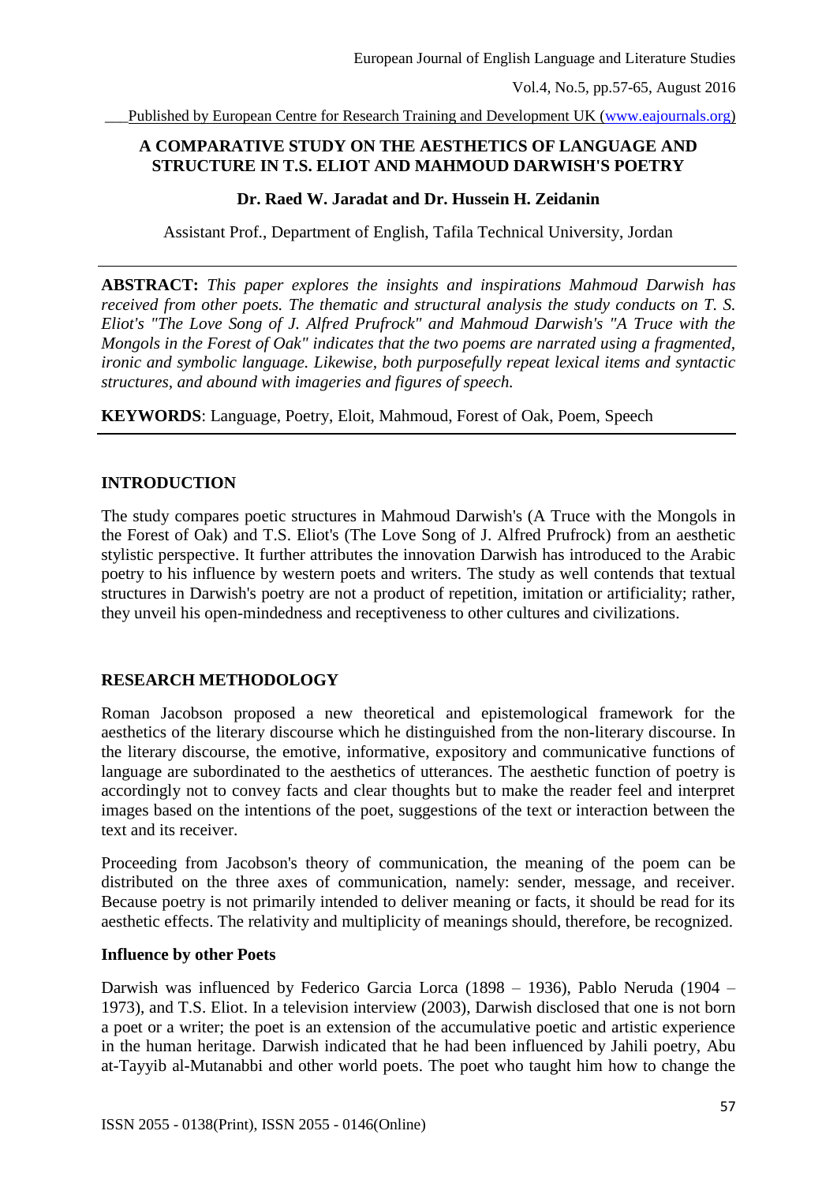# A COMPARATIVE STUDY ON THE AESTHETICS OF LANGUAGE AND STRUCTURE IN T.S. ELIOT AND MAHMOUD DARWISH'S POETRY

**Dr. Raed W. Jaradat and Dr. Hussein H. Zeidanin**

Assistant Prof., Department of English, Tafila Technical University, Jordan

---

**ABSTRACT:** *This paper explores the insights and inspirations Mahmoud Darwish has received from other poets. The thematic and structural analysis the study conducts on T. S. Eliot's "The Love Song of J. Alfred Prufrock" and Mahmoud Darwish's "A Truce with the Mongols in the Forest of Oak" indicates that the two poems are narrated using a fragmented, ironic and symbolic language. Likewise, both purposefully repeat lexical items and syntactic structures, and abound with imageries and figures of speech.*

**KEYWORDS**: Language, Poetry, Eloit, Mahmoud, Forest of Oak, Poem, Speech

---

## INTRODUCTION

The study compares poetic structures in Mahmoud Darwish's (A Truce with the Mongols in the Forest of Oak) and T.S. Eliot's (The Love Song of J. Alfred Prufrock) from an aesthetic stylistic perspective. It further attributes the innovation Darwish has introduced to the Arabic poetry to his influence by western poets and writers. The study as well contends that textual structures in Darwish's poetry are not a product of repetition, imitation or artificiality; rather, they unveil his open-mindedness and receptiveness to other cultures and civilizations.

## RESEARCH METHODOLOGY

Roman Jacobson proposed a new theoretical and epistemological framework for the aesthetics of the literary discourse which he distinguished from the non-literary discourse. In the literary discourse, the emotive, informative, expository and communicative functions of language are subordinated to the aesthetics of utterances. The aesthetic function of poetry is accordingly not to convey facts and clear thoughts but to make the reader feel and interpret images based on the intentions of the poet, suggestions of the text or interaction between the text and its receiver.

Proceeding from Jacobson's theory of communication, the meaning of the poem can be distributed on the three axes of communication, namely: sender, message, and receiver. Because poetry is not primarily intended to deliver meaning or facts, it should be read for its aesthetic effects. The relativity and multiplicity of meanings should, therefore, be recognized.

### Influence by other Poets

Darwish was influenced by Federico Garcia Lorca (1898 – 1936), Pablo Neruda (1904 – 1973), and T.S. Eliot. In a television interview (2003), Darwish disclosed that one is not born a poet or a writer; the poet is an extension of the accumulative poetic and artistic experience in the human heritage. Darwish indicated that he had been influenced by Jahili poetry, Abu at-Tayyib al-Mutanabbi and other world poets. The poet who taught him how to change the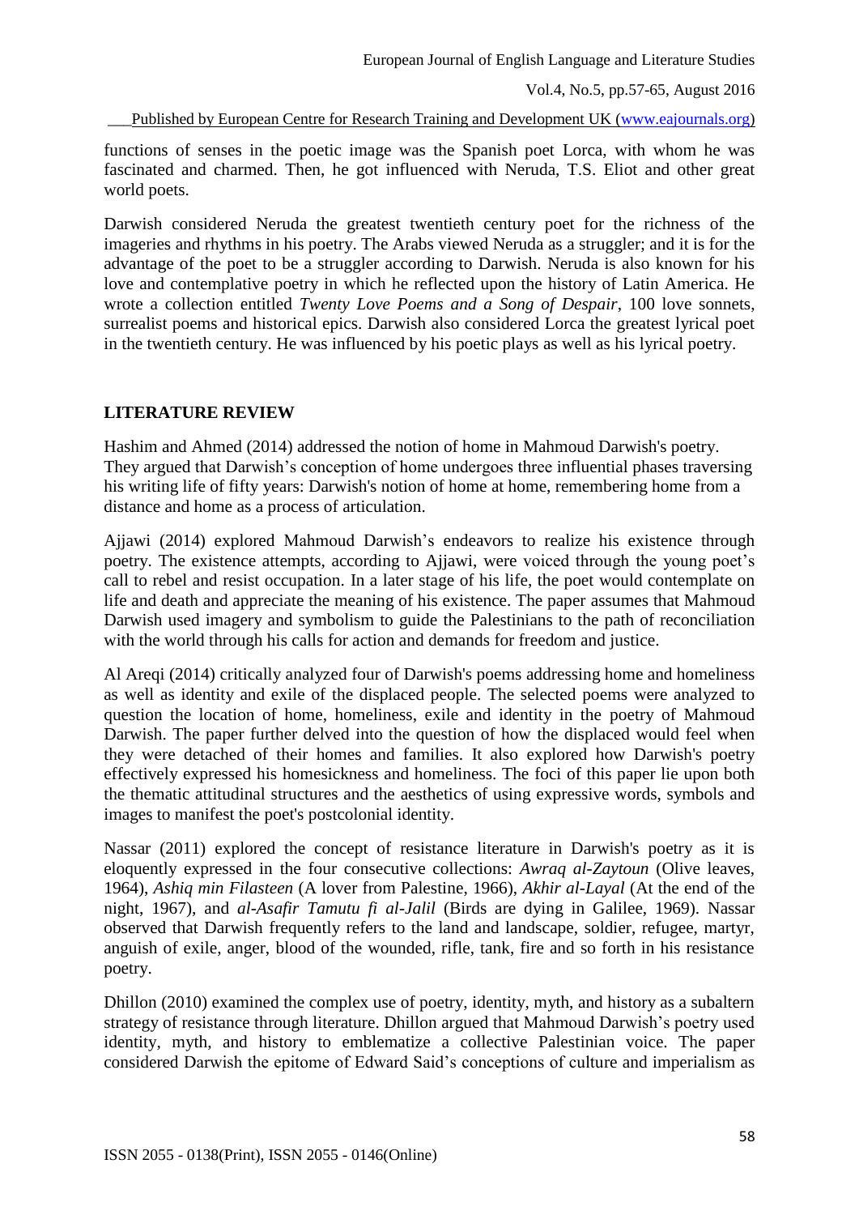functions of senses in the poetic image was the Spanish poet Lorca, with whom he was fascinated and charmed. Then, he got influenced with Neruda, T.S. Eliot and other great world poets.

Darwish considered Neruda the greatest twentieth century poet for the richness of the imageries and rhythms in his poetry. The Arabs viewed Neruda as a struggler; and it is for the advantage of the poet to be a struggler according to Darwish. Neruda is also known for his love and contemplative poetry in which he reflected upon the history of Latin America. He wrote a collection entitled *Twenty Love Poems and a Song of Despair*, 100 love sonnets, surrealist poems and historical epics. Darwish also considered Lorca the greatest lyrical poet in the twentieth century. He was influenced by his poetic plays as well as his lyrical poetry.

## LITERATURE REVIEW

Hashim and Ahmed (2014) addressed the notion of home in Mahmoud Darwish's poetry. They argued that Darwish's conception of home undergoes three influential phases traversing his writing life of fifty years: Darwish's notion of home at home, remembering home from a distance and home as a process of articulation.

Ajjawi (2014) explored Mahmoud Darwish's endeavors to realize his existence through poetry. The existence attempts, according to Ajjawi, were voiced through the young poet's call to rebel and resist occupation. In a later stage of his life, the poet would contemplate on life and death and appreciate the meaning of his existence. The paper assumes that Mahmoud Darwish used imagery and symbolism to guide the Palestinians to the path of reconciliation with the world through his calls for action and demands for freedom and justice.

Al Areqi (2014) critically analyzed four of Darwish's poems addressing home and homeliness as well as identity and exile of the displaced people. The selected poems were analyzed to question the location of home, homeliness, exile and identity in the poetry of Mahmoud Darwish. The paper further delved into the question of how the displaced would feel when they were detached of their homes and families. It also explored how Darwish's poetry effectively expressed his homesickness and homeliness. The foci of this paper lie upon both the thematic attitudinal structures and the aesthetics of using expressive words, symbols and images to manifest the poet's postcolonial identity.

Nassar (2011) explored the concept of resistance literature in Darwish's poetry as it is eloquently expressed in the four consecutive collections: *Awraq al-Zaytoun* (Olive leaves, 1964), *Ashiq min Filasteen* (A lover from Palestine, 1966), *Akhir al-Layal* (At the end of the night, 1967), and *al-Asafir Tamutu fi al-Jalil* (Birds are dying in Galilee, 1969). Nassar observed that Darwish frequently refers to the land and landscape, soldier, refugee, martyr, anguish of exile, anger, blood of the wounded, rifle, tank, fire and so forth in his resistance poetry.

Dhillon (2010) examined the complex use of poetry, identity, myth, and history as a subaltern strategy of resistance through literature. Dhillon argued that Mahmoud Darwish's poetry used identity, myth, and history to emblematize a collective Palestinian voice. The paper considered Darwish the epitome of Edward Said's conceptions of culture and imperialism as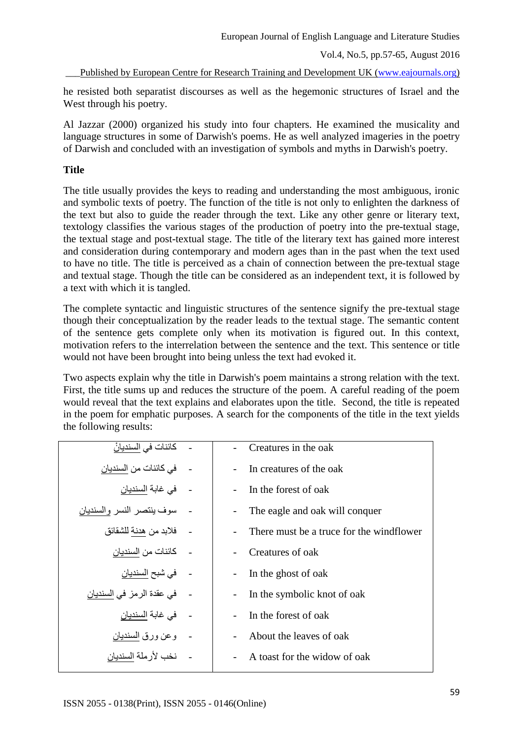he resisted both separatist discourses as well as the hegemonic structures of Israel and the West through his poetry.

Al Jazzar (2000) organized his study into four chapters. He examined the musicality and language structures in some of Darwish's poems. He as well analyzed imageries in the poetry of Darwish and concluded with an investigation of symbols and myths in Darwish's poetry.

## Title

The title usually provides the keys to reading and understanding the most ambiguous, ironic and symbolic texts of poetry. The function of the title is not only to enlighten the darkness of the text but also to guide the reader through the text. Like any other genre or literary text, textology classifies the various stages of the production of poetry into the pre-textual stage, the textual stage and post-textual stage. The title of the literary text has gained more interest and consideration during contemporary and modern ages than in the past when the text used to have no title. The title is perceived as a chain of connection between the pre-textual stage and textual stage. Though the title can be considered as an independent text, it is followed by a text with which it is tangled.

The complete syntactic and linguistic structures of the sentence signify the pre-textual stage though their conceptualization by the reader leads to the textual stage. The semantic content of the sentence gets complete only when its motivation is figured out. In this context, motivation refers to the interrelation between the sentence and the text. This sentence or title would not have been brought into being unless the text had evoked it.

Two aspects explain why the title in Darwish's poem maintains a strong relation with the text. First, the title sums up and reduces the structure of the poem. A careful reading of the poem would reveal that the text explains and elaborates upon the title. Second, the title is repeated in the poem for emphatic purposes. A search for the components of the title in the text yields the following results:

| | |
|---|---|
| - كائنات في السنديانْ | - Creatures in the oak |
| - في كائنات من السنديان | - In creatures of the oak |
| - في غابة السنديان | - In the forest of oak |
| - سوف ينتصر النسر والسنديان | - The eagle and oak will conquer |
| - فلابد من هدنة للشقائق | - There must be a truce for the windflower |
| - كائنات من السنديان | - Creatures of oak |
| - في شبح السنديان | - In the ghost of oak |
| - في عقدة الرمز في السنديان | - In the symbolic knot of oak |
| - في غابة السنديان | - In the forest of oak |
| - وعن ورق السنديان | - About the leaves of oak |
| - نخب لأرملة السنديان | - A toast for the widow of oak |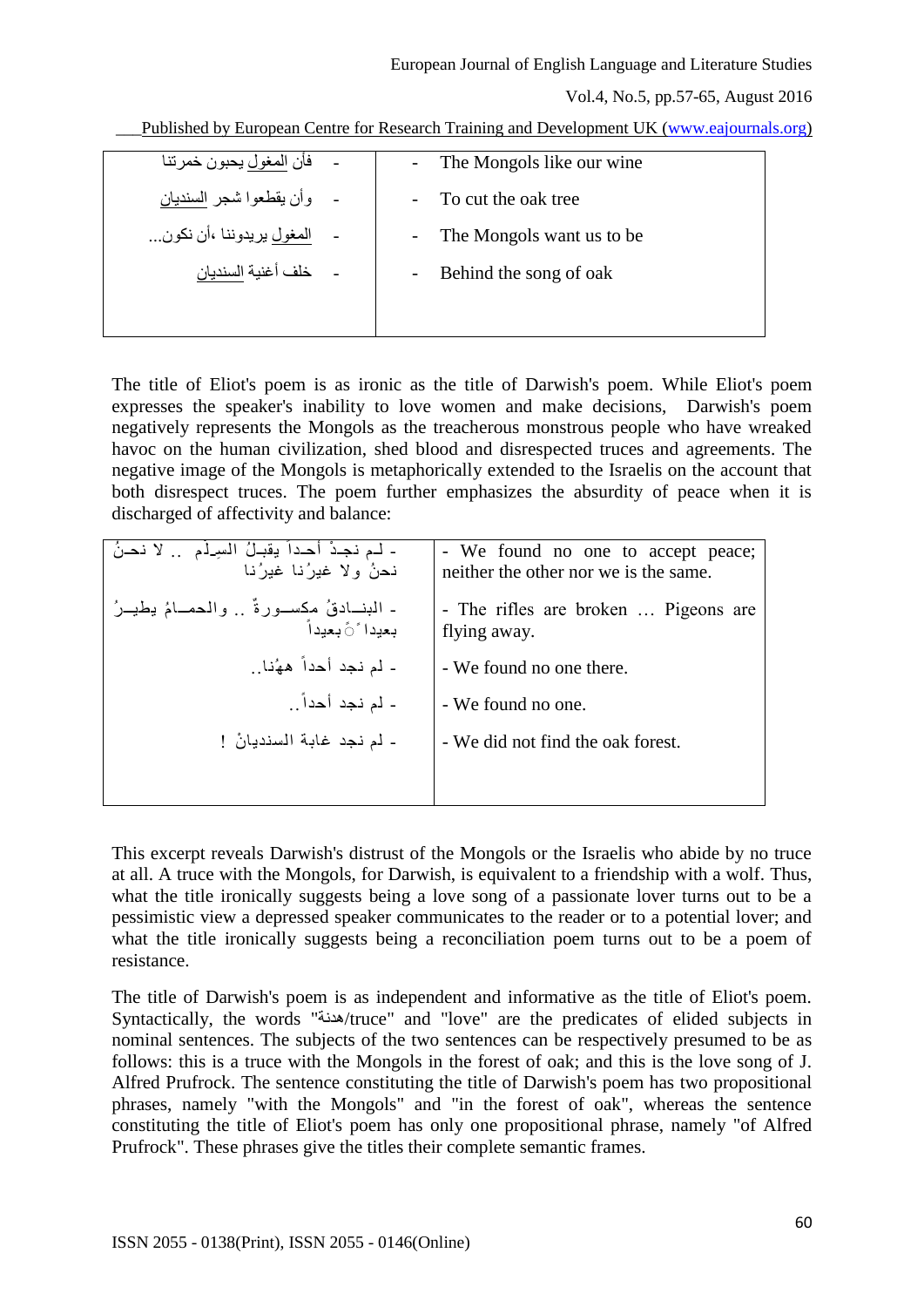| - فأن المغول يحبون خمرتنا | - The Mongols like our wine |
|---|---|
| - وأن يقطعوا شجر السنديان | - To cut the oak tree |
| - المغول يريدوننا ،أن نكون... | - The Mongols want us to be |
| - خلف أغنية السنديان | - Behind the song of oak |

The title of Eliot's poem is as ironic as the title of Darwish's poem. While Eliot's poem expresses the speaker's inability to love women and make decisions, Darwish's poem negatively represents the Mongols as the treacherous monstrous people who have wreaked havoc on the human civilization, shed blood and disrespected truces and agreements. The negative image of the Mongols is metaphorically extended to the Israelis on the account that both disrespect truces. The poem further emphasizes the absurdity of peace when it is discharged of affectivity and balance:

| - لم نجدْ أحداً يقبلُ السِلْم .. لا نحنُ نحنُ ولا غيرُنا غيرُنا | - We found no one to accept peace; neither the other nor we is the same. |
|---|---|
| - البنادقُ مكسورةٌ .. والحمامُ يطيرُ بعيداً بعيداً | - The rifles are broken … Pigeons are flying away. |
| - لم نجد أحداً ههُنا.. | - We found no one there. |
| - لم نجد أحداً.. | - We found no one. |
| - لم نجد غابة السنديانْ ! | - We did not find the oak forest. |

This excerpt reveals Darwish's distrust of the Mongols or the Israelis who abide by no truce at all. A truce with the Mongols, for Darwish, is equivalent to a friendship with a wolf. Thus, what the title ironically suggests being a love song of a passionate lover turns out to be a pessimistic view a depressed speaker communicates to the reader or to a potential lover; and what the title ironically suggests being a reconciliation poem turns out to be a poem of resistance.

The title of Darwish's poem is as independent and informative as the title of Eliot's poem. Syntactically, the words "هدنة/truce" and "love" are the predicates of elided subjects in nominal sentences. The subjects of the two sentences can be respectively presumed to be as follows: this is a truce with the Mongols in the forest of oak; and this is the love song of J. Alfred Prufrock. The sentence constituting the title of Darwish's poem has two propositional phrases, namely "with the Mongols" and "in the forest of oak", whereas the sentence constituting the title of Eliot's poem has only one propositional phrase, namely "of Alfred Prufrock". These phrases give the titles their complete semantic frames.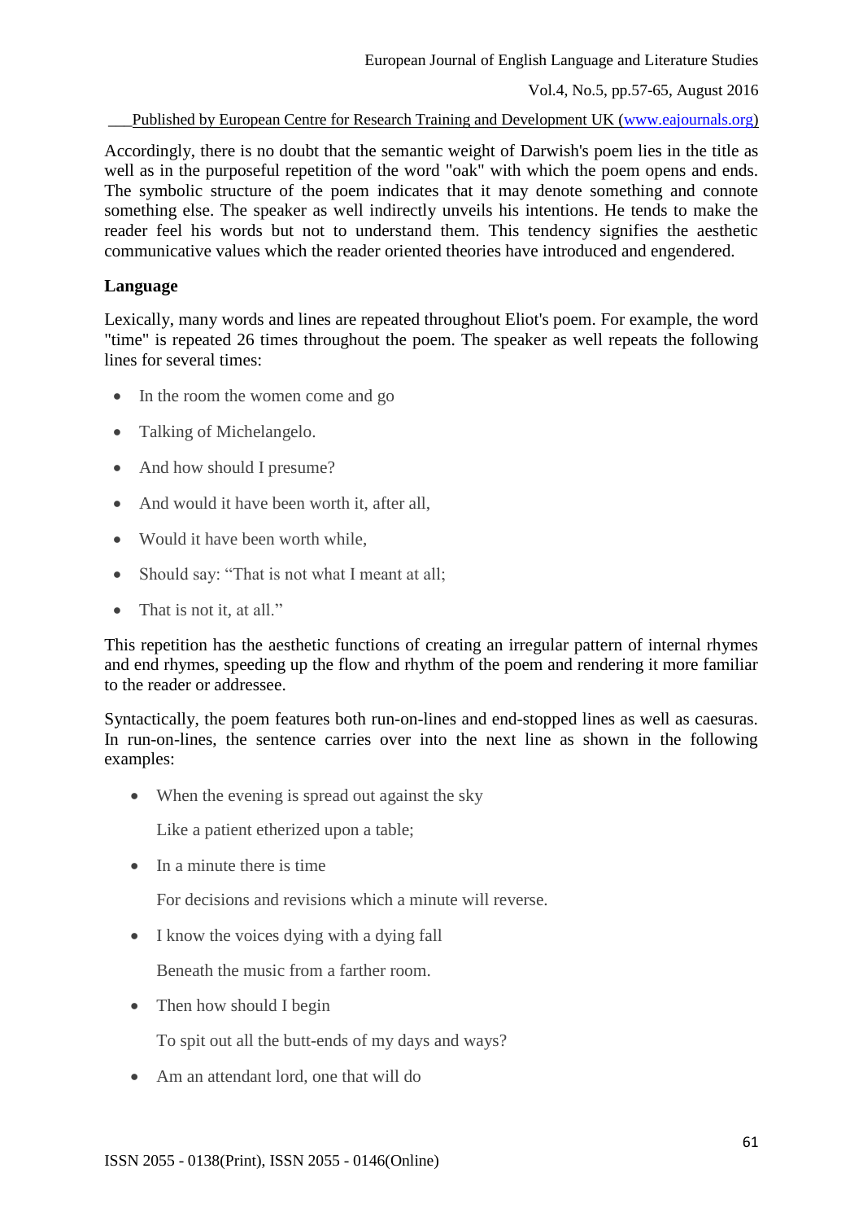Accordingly, there is no doubt that the semantic weight of Darwish's poem lies in the title as well as in the purposeful repetition of the word "oak" with which the poem opens and ends. The symbolic structure of the poem indicates that it may denote something and connote something else. The speaker as well indirectly unveils his intentions. He tends to make the reader feel his words but not to understand them. This tendency signifies the aesthetic communicative values which the reader oriented theories have introduced and engendered.

**Language**

Lexically, many words and lines are repeated throughout Eliot's poem. For example, the word "time" is repeated 26 times throughout the poem. The speaker as well repeats the following lines for several times:

- In the room the women come and go
- Talking of Michelangelo.
- And how should I presume?
- And would it have been worth it, after all,
- Would it have been worth while,
- Should say: "That is not what I meant at all;
- That is not it, at all."

This repetition has the aesthetic functions of creating an irregular pattern of internal rhymes and end rhymes, speeding up the flow and rhythm of the poem and rendering it more familiar to the reader or addressee.

Syntactically, the poem features both run-on-lines and end-stopped lines as well as caesuras. In run-on-lines, the sentence carries over into the next line as shown in the following examples:

- When the evening is spread out against the sky

  Like a patient etherized upon a table;

- In a minute there is time

  For decisions and revisions which a minute will reverse.

- I know the voices dying with a dying fall

  Beneath the music from a farther room.

- Then how should I begin

  To spit out all the butt-ends of my days and ways?

- Am an attendant lord, one that will do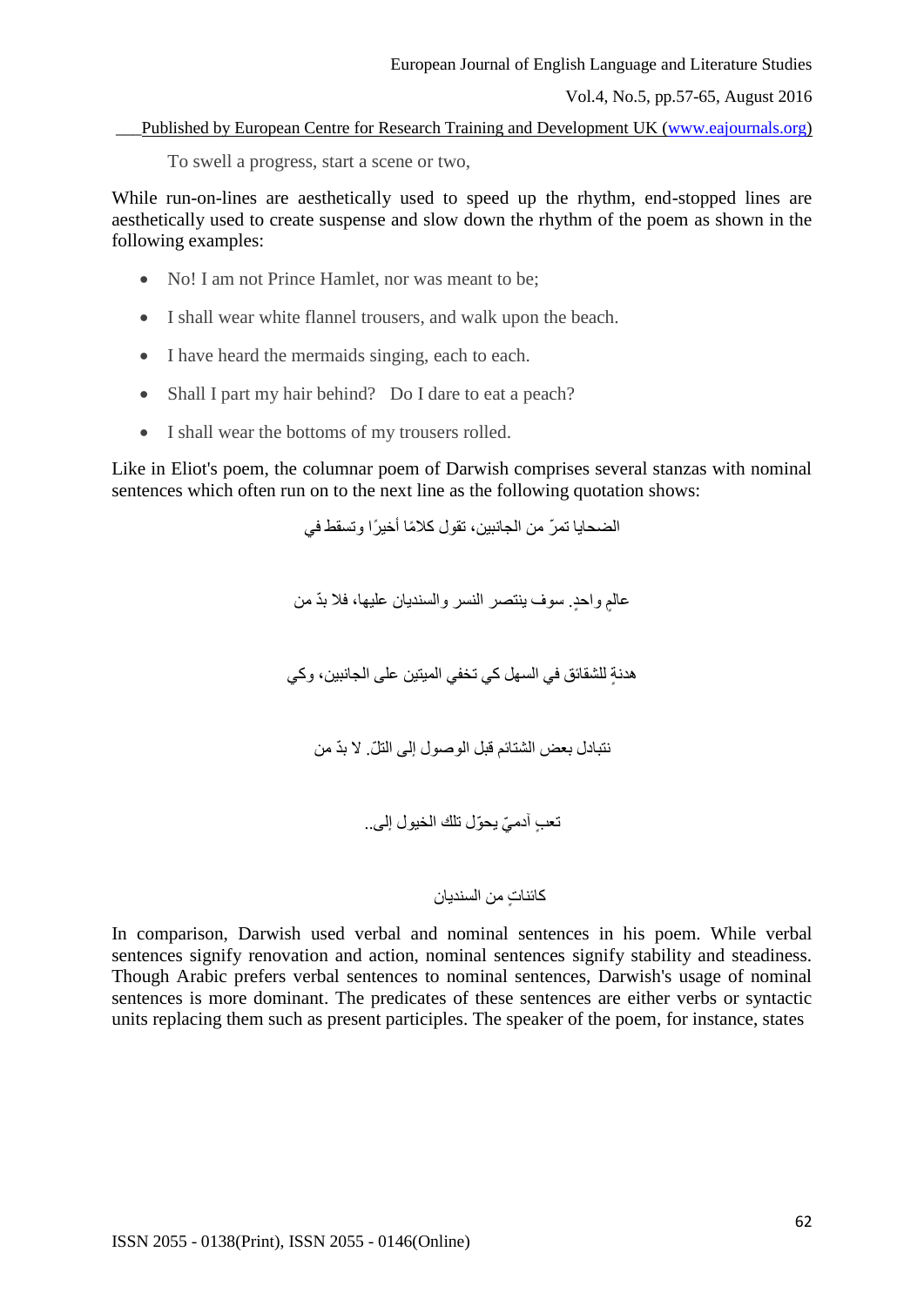To swell a progress, start a scene or two,

While run-on-lines are aesthetically used to speed up the rhythm, end-stopped lines are aesthetically used to create suspense and slow down the rhythm of the poem as shown in the following examples:

- No! I am not Prince Hamlet, nor was meant to be;
- I shall wear white flannel trousers, and walk upon the beach.
- I have heard the mermaids singing, each to each.
- Shall I part my hair behind? Do I dare to eat a peach?
- I shall wear the bottoms of my trousers rolled.

Like in Eliot's poem, the columnar poem of Darwish comprises several stanzas with nominal sentences which often run on to the next line as the following quotation shows:

الضحايا تمرّ من الجانبين، تقول كلامًا أخيرًا وتسقط في

عالمٍ واحدٍ. سوف ينتصر النسر والسنديان عليها، فلا بدّ من

هدنةٍ للشقائق في السهل كي تخفي الميتين على الجانبين، وكي

نتبادل بعض الشتائم قبل الوصول إلى التلّ. لا بدّ من

تعبٍ آدميّ يحوّل تلك الخيول إلى..

كائناتٍ من السنديان

In comparison, Darwish used verbal and nominal sentences in his poem. While verbal sentences signify renovation and action, nominal sentences signify stability and steadiness. Though Arabic prefers verbal sentences to nominal sentences, Darwish's usage of nominal sentences is more dominant. The predicates of these sentences are either verbs or syntactic units replacing them such as present participles. The speaker of the poem, for instance, states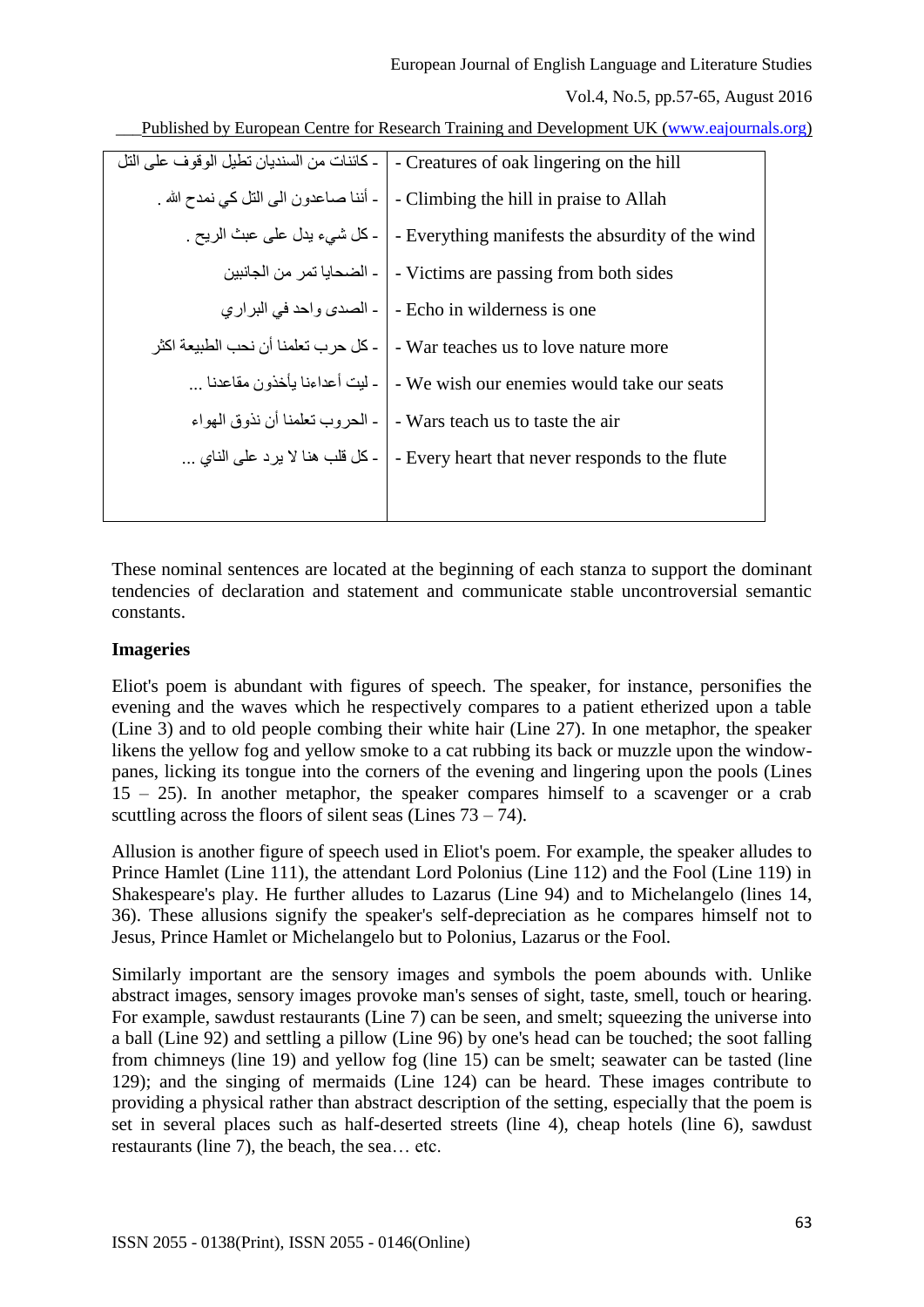| - كائنات من السنديان تطيل الوقوف على التل | - Creatures of oak lingering on the hill |
|---|---|
| - أننا صاعدون الى التل كي نمدح الله . | - Climbing the hill in praise to Allah |
| - كل شيء يدل على عبث الريح . | - Everything manifests the absurdity of the wind |
| - الضحايا تمر من الجانبين | - Victims are passing from both sides |
| - الصدى واحد في البراري | - Echo in wilderness is one |
| - كل حرب تعلمنا أن نحب الطبيعة اكثر | - War teaches us to love nature more |
| - ليت أعداءنا يأخذون مقاعدنا ... | - We wish our enemies would take our seats |
| - الحروب تعلمنا أن نذوق الهواء | - Wars teach us to taste the air |
| - كل قلب هنا لا يرد على الناي ... | - Every heart that never responds to the flute |

These nominal sentences are located at the beginning of each stanza to support the dominant tendencies of declaration and statement and communicate stable uncontroversial semantic constants.

**Imageries**

Eliot's poem is abundant with figures of speech. The speaker, for instance, personifies the evening and the waves which he respectively compares to a patient etherized upon a table (Line 3) and to old people combing their white hair (Line 27). In one metaphor, the speaker likens the yellow fog and yellow smoke to a cat rubbing its back or muzzle upon the window-panes, licking its tongue into the corners of the evening and lingering upon the pools (Lines 15 – 25). In another metaphor, the speaker compares himself to a scavenger or a crab scuttling across the floors of silent seas (Lines 73 – 74).

Allusion is another figure of speech used in Eliot's poem. For example, the speaker alludes to Prince Hamlet (Line 111), the attendant Lord Polonius (Line 112) and the Fool (Line 119) in Shakespeare's play. He further alludes to Lazarus (Line 94) and to Michelangelo (lines 14, 36). These allusions signify the speaker's self-depreciation as he compares himself not to Jesus, Prince Hamlet or Michelangelo but to Polonius, Lazarus or the Fool.

Similarly important are the sensory images and symbols the poem abounds with. Unlike abstract images, sensory images provoke man's senses of sight, taste, smell, touch or hearing. For example, sawdust restaurants (Line 7) can be seen, and smelt; squeezing the universe into a ball (Line 92) and settling a pillow (Line 96) by one's head can be touched; the soot falling from chimneys (line 19) and yellow fog (line 15) can be smelt; seawater can be tasted (line 129); and the singing of mermaids (Line 124) can be heard. These images contribute to providing a physical rather than abstract description of the setting, especially that the poem is set in several places such as half-deserted streets (line 4), cheap hotels (line 6), sawdust restaurants (line 7), the beach, the sea… etc.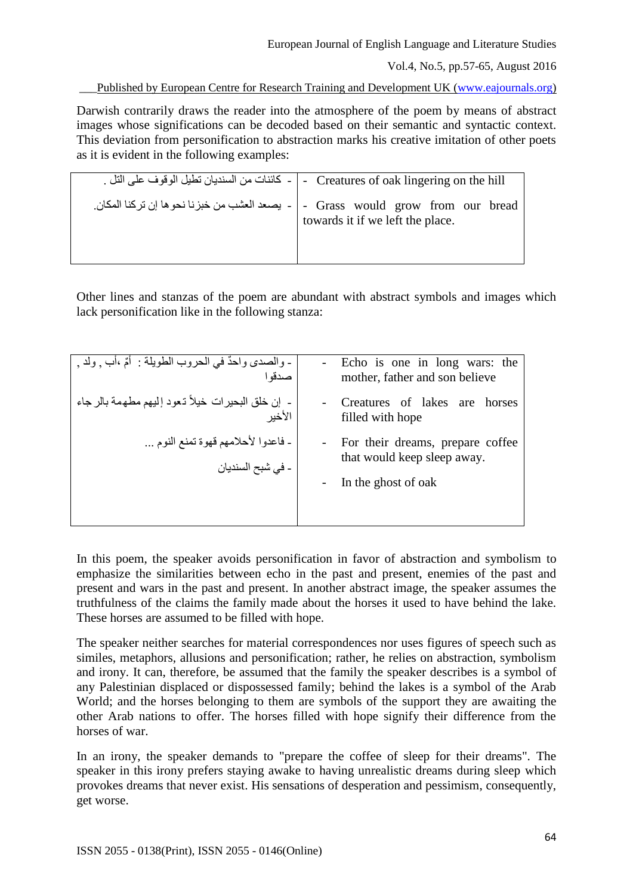Darwish contrarily draws the reader into the atmosphere of the poem by means of abstract images whose significations can be decoded based on their semantic and syntactic context. This deviation from personification to abstraction marks his creative imitation of other poets as it is evident in the following examples:

| | |
|---|---|
| - كائنات من السنديان تطيل الوقوف على التل . | - Creatures of oak lingering on the hill |
| - يصعد العشب من خبزنا نحوها إن تركنا المكان. | - Grass would grow from our bread towards it if we left the place. |

Other lines and stanzas of the poem are abundant with abstract symbols and images which lack personification like in the following stanza:

| | |
|---|---|
| - والصدى واحدٌ في الحروب الطويلة : أمّ ،أب , ولد , صدقوا | - Echo is one in long wars: the mother, father and son believe |
| - إن خلق البحيرات خيلاً تعود إليهم مطهمة بالرجاء الأخير | - Creatures of lakes are horses filled with hope |
| - فاعدوا لأحلامهم قهوة تمنع النوم ...<br>- في شبح السنديان | - For their dreams, prepare coffee that would keep sleep away.<br>- In the ghost of oak |

In this poem, the speaker avoids personification in favor of abstraction and symbolism to emphasize the similarities between echo in the past and present, enemies of the past and present and wars in the past and present. In another abstract image, the speaker assumes the truthfulness of the claims the family made about the horses it used to have behind the lake. These horses are assumed to be filled with hope.

The speaker neither searches for material correspondences nor uses figures of speech such as similes, metaphors, allusions and personification; rather, he relies on abstraction, symbolism and irony. It can, therefore, be assumed that the family the speaker describes is a symbol of any Palestinian displaced or dispossessed family; behind the lakes is a symbol of the Arab World; and the horses belonging to them are symbols of the support they are awaiting the other Arab nations to offer. The horses filled with hope signify their difference from the horses of war.

In an irony, the speaker demands to "prepare the coffee of sleep for their dreams". The speaker in this irony prefers staying awake to having unrealistic dreams during sleep which provokes dreams that never exist. His sensations of desperation and pessimism, consequently, get worse.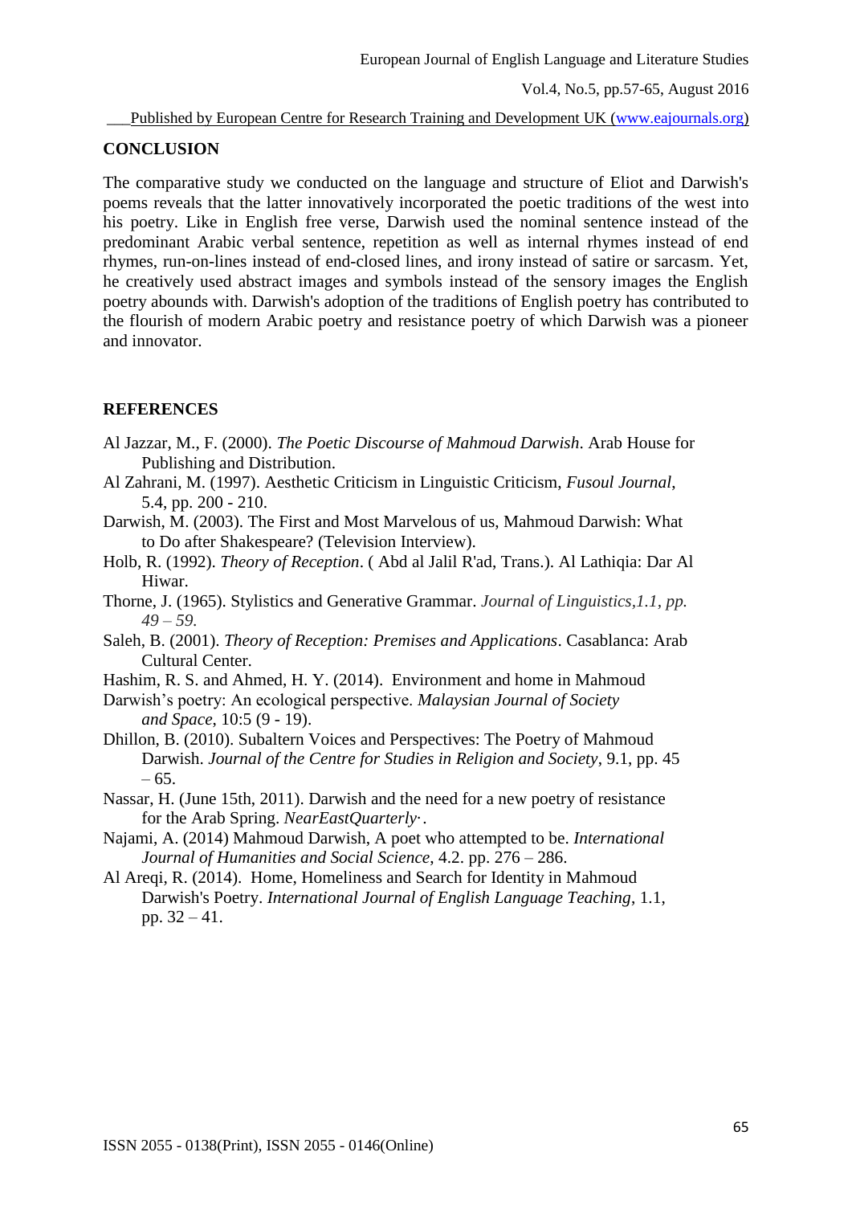## CONCLUSION

The comparative study we conducted on the language and structure of Eliot and Darwish's poems reveals that the latter innovatively incorporated the poetic traditions of the west into his poetry. Like in English free verse, Darwish used the nominal sentence instead of the predominant Arabic verbal sentence, repetition as well as internal rhymes instead of end rhymes, run-on-lines instead of end-closed lines, and irony instead of satire or sarcasm. Yet, he creatively used abstract images and symbols instead of the sensory images the English poetry abounds with. Darwish's adoption of the traditions of English poetry has contributed to the flourish of modern Arabic poetry and resistance poetry of which Darwish was a pioneer and innovator.

## REFERENCES

Al Jazzar, M., F. (2000). *The Poetic Discourse of Mahmoud Darwish*. Arab House for Publishing and Distribution.

Al Zahrani, M. (1997). Aesthetic Criticism in Linguistic Criticism, *Fusoul Journal*, 5.4, pp. 200 - 210.

Darwish, M. (2003). The First and Most Marvelous of us, Mahmoud Darwish: What to Do after Shakespeare? (Television Interview).

Holb, R. (1992). *Theory of Reception*. ( Abd al Jalil R'ad, Trans.). Al Lathiqia: Dar Al Hiwar.

Thorne, J. (1965). Stylistics and Generative Grammar. *Journal of Linguistics,1.1, pp. 49 – 59.*

Saleh, B. (2001). *Theory of Reception: Premises and Applications*. Casablanca: Arab Cultural Center.

Hashim, R. S. and Ahmed, H. Y. (2014). Environment and home in Mahmoud Darwish's poetry: An ecological perspective. *Malaysian Journal of Society and Space*, 10:5 (9 - 19).

Dhillon, B. (2010). Subaltern Voices and Perspectives: The Poetry of Mahmoud Darwish. *Journal of the Centre for Studies in Religion and Society*, 9.1, pp. 45 – 65.

Nassar, H. (June 15th, 2011). Darwish and the need for a new poetry of resistance for the Arab Spring. *NearEastQuarterly·*.

Najami, A. (2014) Mahmoud Darwish, A poet who attempted to be. *International Journal of Humanities and Social Science*, 4.2. pp. 276 – 286.

Al Areqi, R. (2014). Home, Homeliness and Search for Identity in Mahmoud Darwish's Poetry. *International Journal of English Language Teaching*, 1.1, pp. 32 – 41.